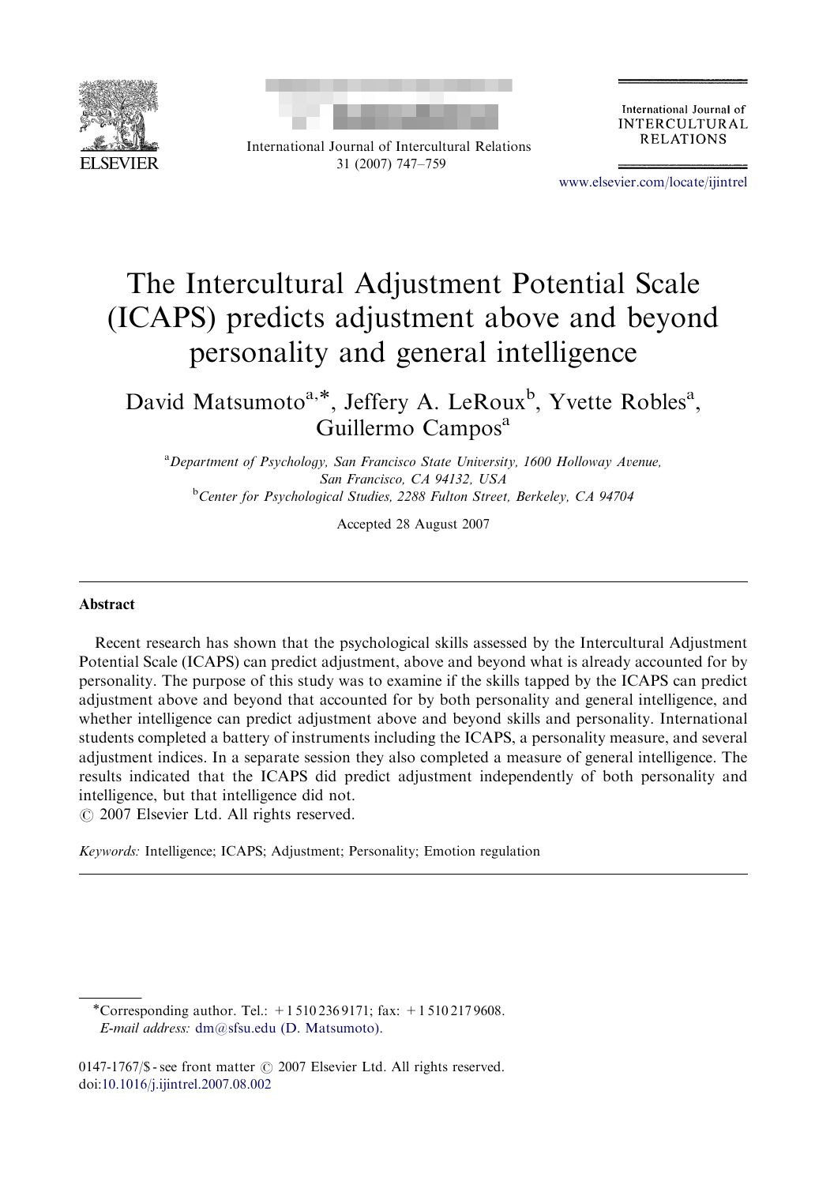# The Intercultural Adjustment Potential Scale (ICAPS) predicts adjustment above and beyond personality and general intelligence

David Matsumoto[a,*], Jeffery A. LeRoux[b], Yvette Robles[a], Guillermo Campos[a]

[a]*Department of Psychology, San Francisco State University, 1600 Holloway Avenue, San Francisco, CA 94132, USA*

[b]*Center for Psychological Studies, 2288 Fulton Street, Berkeley, CA 94704*

Accepted 28 August 2007

## Abstract

Recent research has shown that the psychological skills assessed by the Intercultural Adjustment Potential Scale (ICAPS) can predict adjustment, above and beyond what is already accounted for by personality. The purpose of this study was to examine if the skills tapped by the ICAPS can predict adjustment above and beyond that accounted for by both personality and general intelligence, and whether intelligence can predict adjustment above and beyond skills and personality. International students completed a battery of instruments including the ICAPS, a personality measure, and several adjustment indices. In a separate session they also completed a measure of general intelligence. The results indicated that the ICAPS did predict adjustment independently of both personality and intelligence, but that intelligence did not.

© 2007 Elsevier Ltd. All rights reserved.

*Keywords:* Intelligence; ICAPS; Adjustment; Personality; Emotion regulation

---

*Corresponding author. Tel.: +1 510 236 9171; fax: +1 510 217 9608.
*E-mail address:* dm@sfsu.edu (D. Matsumoto).

0147-1767/$ - see front matter © 2007 Elsevier Ltd. All rights reserved.
doi:10.1016/j.ijintrel.2007.08.002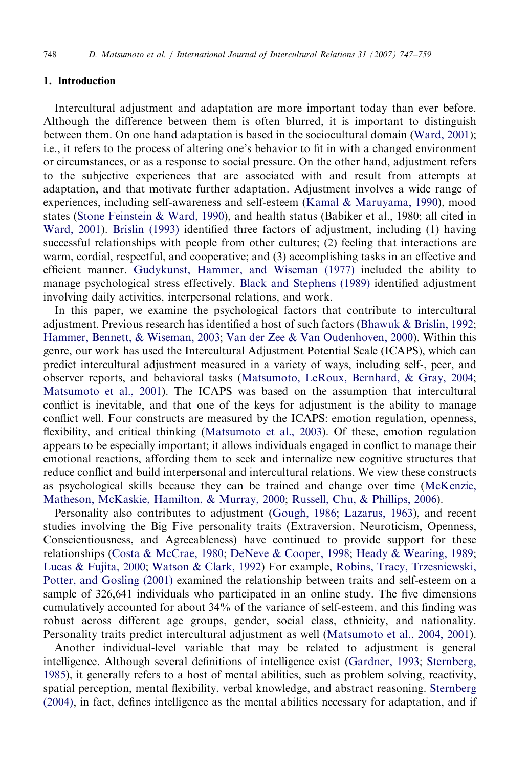## 1. Introduction

Intercultural adjustment and adaptation are more important today than ever before. Although the difference between them is often blurred, it is important to distinguish between them. On one hand adaptation is based in the sociocultural domain (Ward, 2001); i.e., it refers to the process of altering one's behavior to fit in with a changed environment or circumstances, or as a response to social pressure. On the other hand, adjustment refers to the subjective experiences that are associated with and result from attempts at adaptation, and that motivate further adaptation. Adjustment involves a wide range of experiences, including self-awareness and self-esteem (Kamal & Maruyama, 1990), mood states (Stone Feinstein & Ward, 1990), and health status (Babiker et al., 1980; all cited in Ward, 2001). Brislin (1993) identified three factors of adjustment, including (1) having successful relationships with people from other cultures; (2) feeling that interactions are warm, cordial, respectful, and cooperative; and (3) accomplishing tasks in an effective and efficient manner. Gudykunst, Hammer, and Wiseman (1977) included the ability to manage psychological stress effectively. Black and Stephens (1989) identified adjustment involving daily activities, interpersonal relations, and work.

In this paper, we examine the psychological factors that contribute to intercultural adjustment. Previous research has identified a host of such factors (Bhawuk & Brislin, 1992; Hammer, Bennett, & Wiseman, 2003; Van der Zee & Van Oudenhoven, 2000). Within this genre, our work has used the Intercultural Adjustment Potential Scale (ICAPS), which can predict intercultural adjustment measured in a variety of ways, including self-, peer, and observer reports, and behavioral tasks (Matsumoto, LeRoux, Bernhard, & Gray, 2004; Matsumoto et al., 2001). The ICAPS was based on the assumption that intercultural conflict is inevitable, and that one of the keys for adjustment is the ability to manage conflict well. Four constructs are measured by the ICAPS: emotion regulation, openness, flexibility, and critical thinking (Matsumoto et al., 2003). Of these, emotion regulation appears to be especially important; it allows individuals engaged in conflict to manage their emotional reactions, affording them to seek and internalize new cognitive structures that reduce conflict and build interpersonal and intercultural relations. We view these constructs as psychological skills because they can be trained and change over time (McKenzie, Matheson, McKaskie, Hamilton, & Murray, 2000; Russell, Chu, & Phillips, 2006).

Personality also contributes to adjustment (Gough, 1986; Lazarus, 1963), and recent studies involving the Big Five personality traits (Extraversion, Neuroticism, Openness, Conscientiousness, and Agreeableness) have continued to provide support for these relationships (Costa & McCrae, 1980; DeNeve & Cooper, 1998; Heady & Wearing, 1989; Lucas & Fujita, 2000; Watson & Clark, 1992) For example, Robins, Tracy, Trzesniewski, Potter, and Gosling (2001) examined the relationship between traits and self-esteem on a sample of 326,641 individuals who participated in an online study. The five dimensions cumulatively accounted for about 34% of the variance of self-esteem, and this finding was robust across different age groups, gender, social class, ethnicity, and nationality. Personality traits predict intercultural adjustment as well (Matsumoto et al., 2004, 2001).

Another individual-level variable that may be related to adjustment is general intelligence. Although several definitions of intelligence exist (Gardner, 1993; Sternberg, 1985), it generally refers to a host of mental abilities, such as problem solving, reactivity, spatial perception, mental flexibility, verbal knowledge, and abstract reasoning. Sternberg (2004), in fact, defines intelligence as the mental abilities necessary for adaptation, and if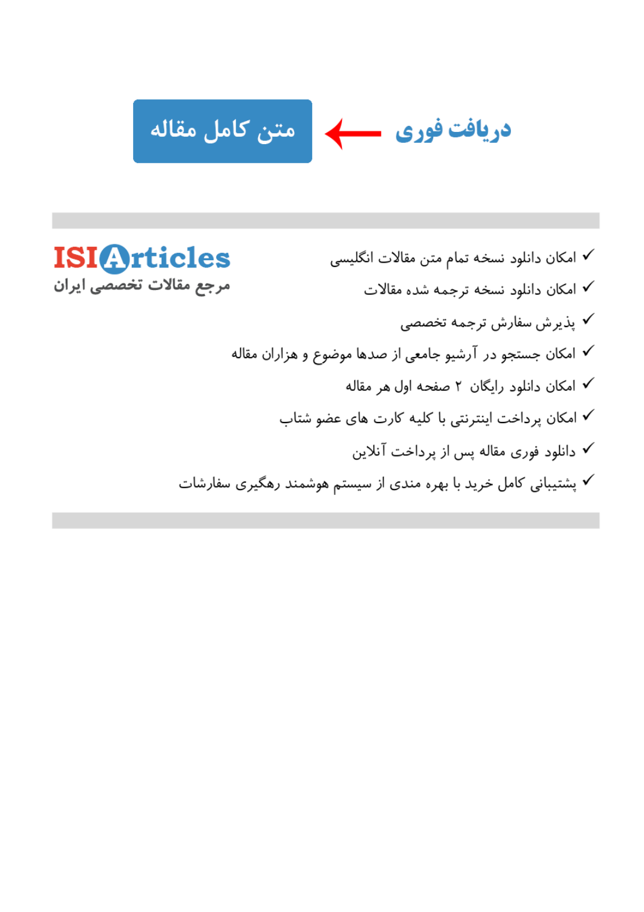دریافت فوری ← متن کامل مقاله

**ISIArticles**
مرجع مقالات تخصصی ایران

- ✓ امکان دانلود نسخه تمام متن مقالات انگلیسی
- ✓ امکان دانلود نسخه ترجمه شده مقالات
- ✓ پذیرش سفارش ترجمه تخصصی
- ✓ امکان جستجو در آرشیو جامعی از صدها موضوع و هزاران مقاله
- ✓ امکان دانلود رایگان ۲ صفحه اول هر مقاله
- ✓ امکان پرداخت اینترنتی با کلیه کارت های عضو شتاب
- ✓ دانلود فوری مقاله پس از پرداخت آنلاین
- ✓ پشتیبانی کامل خرید با بهره مندی از سیستم هوشمند رهگیری سفارشات